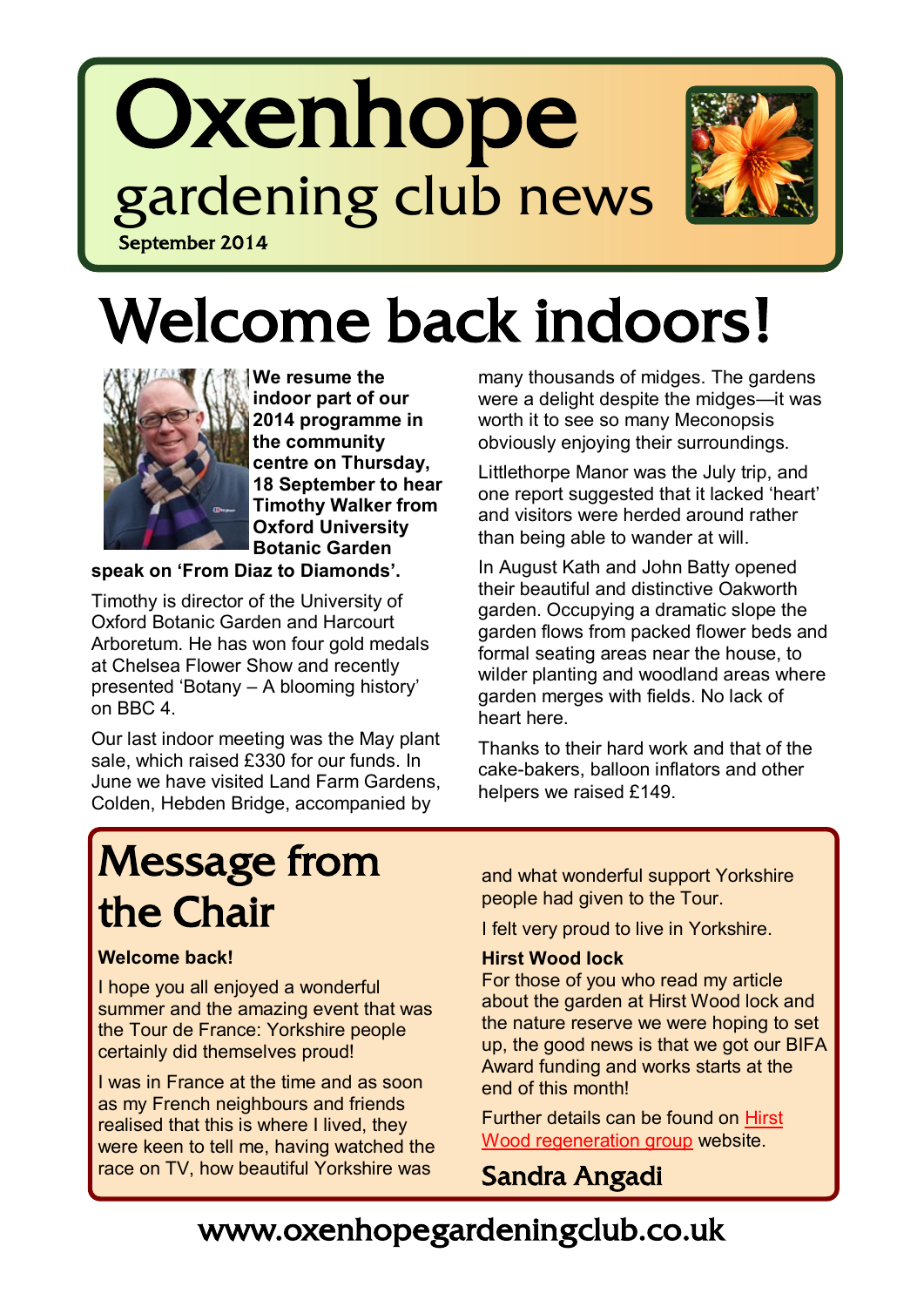# Oxenhope gardening club news

September 2014

# Welcome back indoors!

**We resume the indoor part of our 2014 programme in the community centre on Thursday, 18 September to hear Timothy Walker from Oxford University Botanic Garden speak on 'From Diaz to Diamonds'.**

Timothy is director of the University of Oxford Botanic Garden and Harcourt Arboretum. He has won four gold medals at Chelsea Flower Show and recently presented 'Botany – A blooming history' on BBC 4.

Our last indoor meeting was the May plant sale, which raised £330 for our funds. In June we have visited Land Farm Gardens, Colden, Hebden Bridge, accompanied by many thousands of midges. The gardens were a delight despite the midges—it was worth it to see so many Meconopsis obviously enjoying their surroundings.

Littlethorpe Manor was the July trip, and one report suggested that it lacked 'heart' and visitors were herded around rather than being able to wander at will.

In August Kath and John Batty opened their beautiful and distinctive Oakworth garden. Occupying a dramatic slope the garden flows from packed flower beds and formal seating areas near the house, to wilder planting and woodland areas where garden merges with fields. No lack of heart here.

Thanks to their hard work and that of the cake-bakers, balloon inflators and other helpers we raised £149.

## Message from the Chair

**Welcome back!**

I hope you all enjoyed a wonderful summer and the amazing event that was the Tour de France: Yorkshire people certainly did themselves proud!

I was in France at the time and as soon as my French neighbours and friends realised that this is where I lived, they were keen to tell me, having watched the race on TV, how beautiful Yorkshire was and what wonderful support Yorkshire people had given to the Tour.

I felt very proud to live in Yorkshire.

**Hirst Wood lock**

For those of you who read my article about the garden at Hirst Wood lock and the nature reserve we were hoping to set up, the good news is that we got our BIFA Award funding and works starts at the end of this month!

Further details can be found on Hirst Wood regeneration group website.

Sandra Angadi

www.oxenhopegardeningclub.co.uk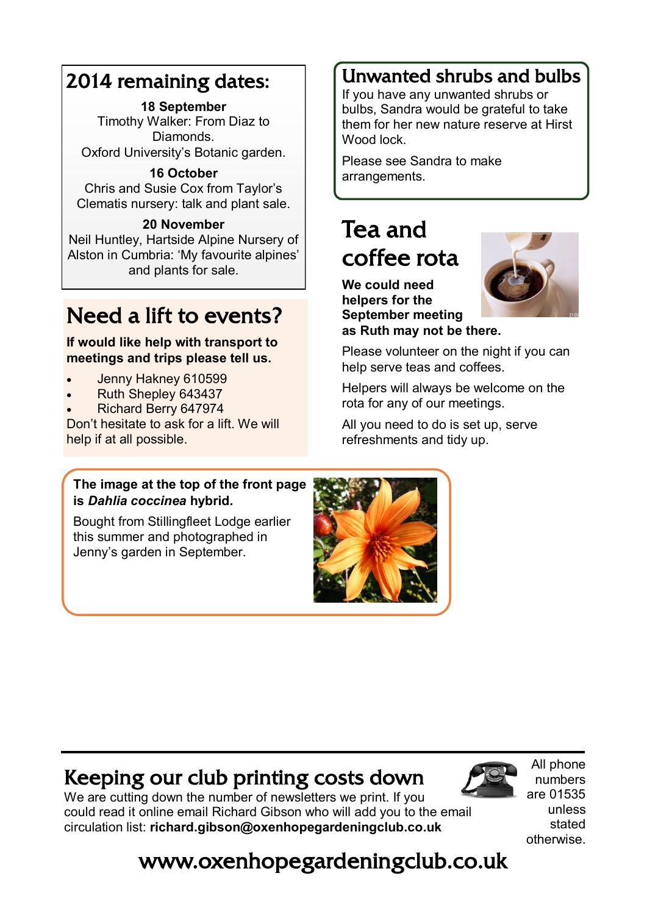## 2014 remaining dates:

**18 September**
Timothy Walker: From Diaz to Diamonds.
Oxford University's Botanic garden.

**16 October**
Chris and Susie Cox from Taylor's Clematis nursery: talk and plant sale.

**20 November**
Neil Huntley, Hartside Alpine Nursery of Alston in Cumbria: 'My favourite alpines' and plants for sale.

## Need a lift to events?

**If would like help with transport to meetings and trips please tell us.**

- Jenny Hakney 610599
- Ruth Shepley 643437
- Richard Berry 647974

Don't hesitate to ask for a lift. We will help if at all possible.

## Unwanted shrubs and bulbs

If you have any unwanted shrubs or bulbs, Sandra would be grateful to take them for her new nature reserve at Hirst Wood lock.

Please see Sandra to make arrangements.

## Tea and coffee rota

**We could need helpers for the September meeting as Ruth may not be there.**

Please volunteer on the night if you can help serve teas and coffees.

Helpers will always be welcome on the rota for any of our meetings.

All you need to do is set up, serve refreshments and tidy up.

**The image at the top of the front page is *Dahlia coccinea* hybrid.**

Bought from Stillingfleet Lodge earlier this summer and photographed in Jenny's garden in September.

## Keeping our club printing costs down

We are cutting down the number of newsletters we print. If you could read it online email Richard Gibson who will add you to the email circulation list: **richard.gibson@oxenhopegardeningclub.co.uk**

All phone numbers are 01535 unless stated otherwise.

www.oxenhopegardeningclub.co.uk